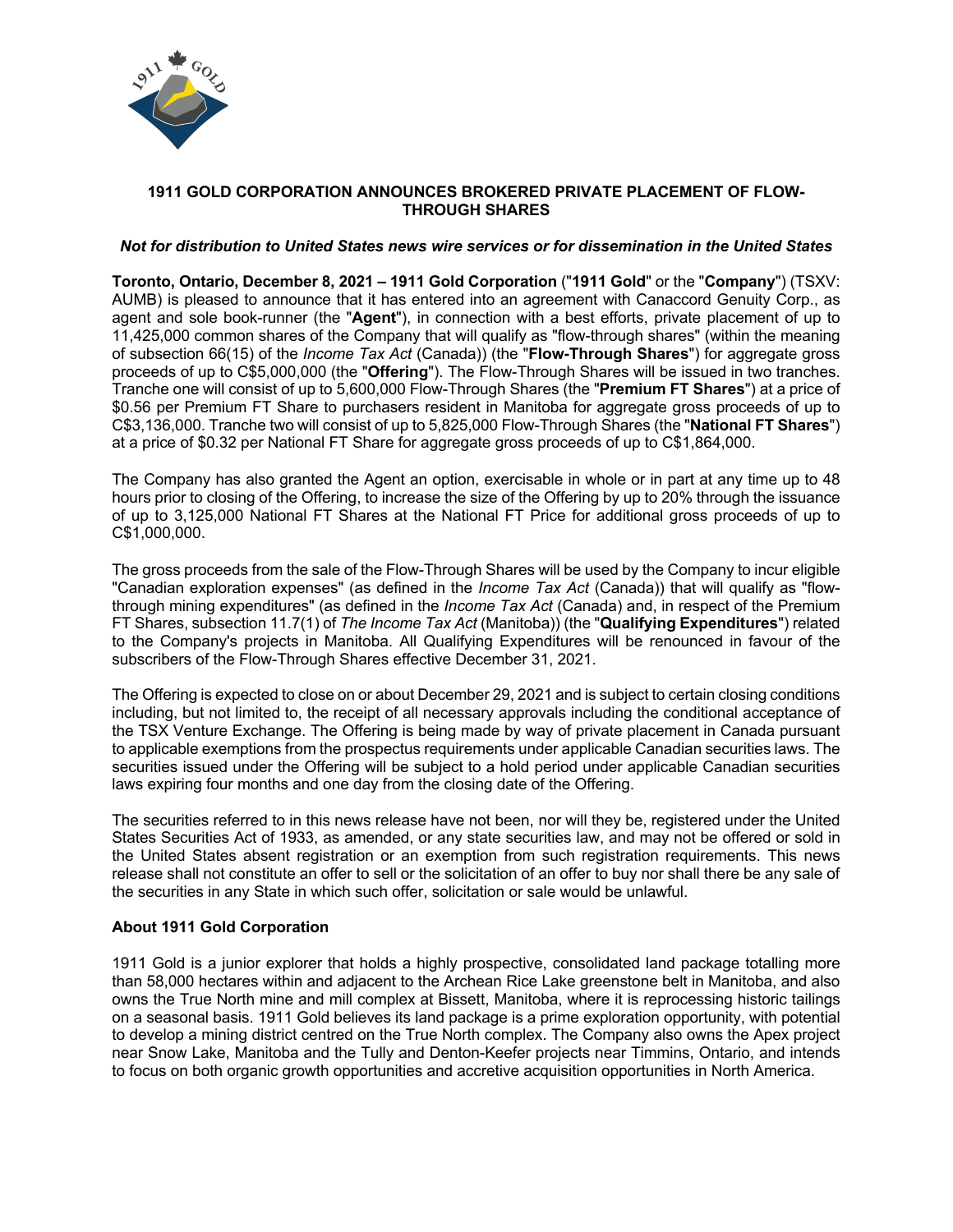# 1911 GOLD CORPORATION ANNOUNCES BROKERED PRIVATE PLACEMENT OF FLOW-THROUGH SHARES

***Not for distribution to United States news wire services or for dissemination in the United States***

**Toronto, Ontario, December 8, 2021 – 1911 Gold Corporation** ("**1911 Gold**" or the "**Company**") (TSXV: AUMB) is pleased to announce that it has entered into an agreement with Canaccord Genuity Corp., as agent and sole book-runner (the "**Agent**"), in connection with a best efforts, private placement of up to 11,425,000 common shares of the Company that will qualify as "flow-through shares" (within the meaning of subsection 66(15) of the *Income Tax Act* (Canada)) (the "**Flow-Through Shares**") for aggregate gross proceeds of up to C$5,000,000 (the "**Offering**"). The Flow-Through Shares will be issued in two tranches. Tranche one will consist of up to 5,600,000 Flow-Through Shares (the "**Premium FT Shares**") at a price of $0.56 per Premium FT Share to purchasers resident in Manitoba for aggregate gross proceeds of up to C$3,136,000. Tranche two will consist of up to 5,825,000 Flow-Through Shares (the "**National FT Shares**") at a price of $0.32 per National FT Share for aggregate gross proceeds of up to C$1,864,000.

The Company has also granted the Agent an option, exercisable in whole or in part at any time up to 48 hours prior to closing of the Offering, to increase the size of the Offering by up to 20% through the issuance of up to 3,125,000 National FT Shares at the National FT Price for additional gross proceeds of up to C$1,000,000.

The gross proceeds from the sale of the Flow-Through Shares will be used by the Company to incur eligible "Canadian exploration expenses" (as defined in the *Income Tax Act* (Canada)) that will qualify as "flow-through mining expenditures" (as defined in the *Income Tax Act* (Canada) and, in respect of the Premium FT Shares, subsection 11.7(1) of *The Income Tax Act* (Manitoba)) (the "**Qualifying Expenditures**") related to the Company's projects in Manitoba. All Qualifying Expenditures will be renounced in favour of the subscribers of the Flow-Through Shares effective December 31, 2021.

The Offering is expected to close on or about December 29, 2021 and is subject to certain closing conditions including, but not limited to, the receipt of all necessary approvals including the conditional acceptance of the TSX Venture Exchange. The Offering is being made by way of private placement in Canada pursuant to applicable exemptions from the prospectus requirements under applicable Canadian securities laws. The securities issued under the Offering will be subject to a hold period under applicable Canadian securities laws expiring four months and one day from the closing date of the Offering.

The securities referred to in this news release have not been, nor will they be, registered under the United States Securities Act of 1933, as amended, or any state securities law, and may not be offered or sold in the United States absent registration or an exemption from such registration requirements. This news release shall not constitute an offer to sell or the solicitation of an offer to buy nor shall there be any sale of the securities in any State in which such offer, solicitation or sale would be unlawful.

## About 1911 Gold Corporation

1911 Gold is a junior explorer that holds a highly prospective, consolidated land package totalling more than 58,000 hectares within and adjacent to the Archean Rice Lake greenstone belt in Manitoba, and also owns the True North mine and mill complex at Bissett, Manitoba, where it is reprocessing historic tailings on a seasonal basis. 1911 Gold believes its land package is a prime exploration opportunity, with potential to develop a mining district centred on the True North complex. The Company also owns the Apex project near Snow Lake, Manitoba and the Tully and Denton-Keefer projects near Timmins, Ontario, and intends to focus on both organic growth opportunities and accretive acquisition opportunities in North America.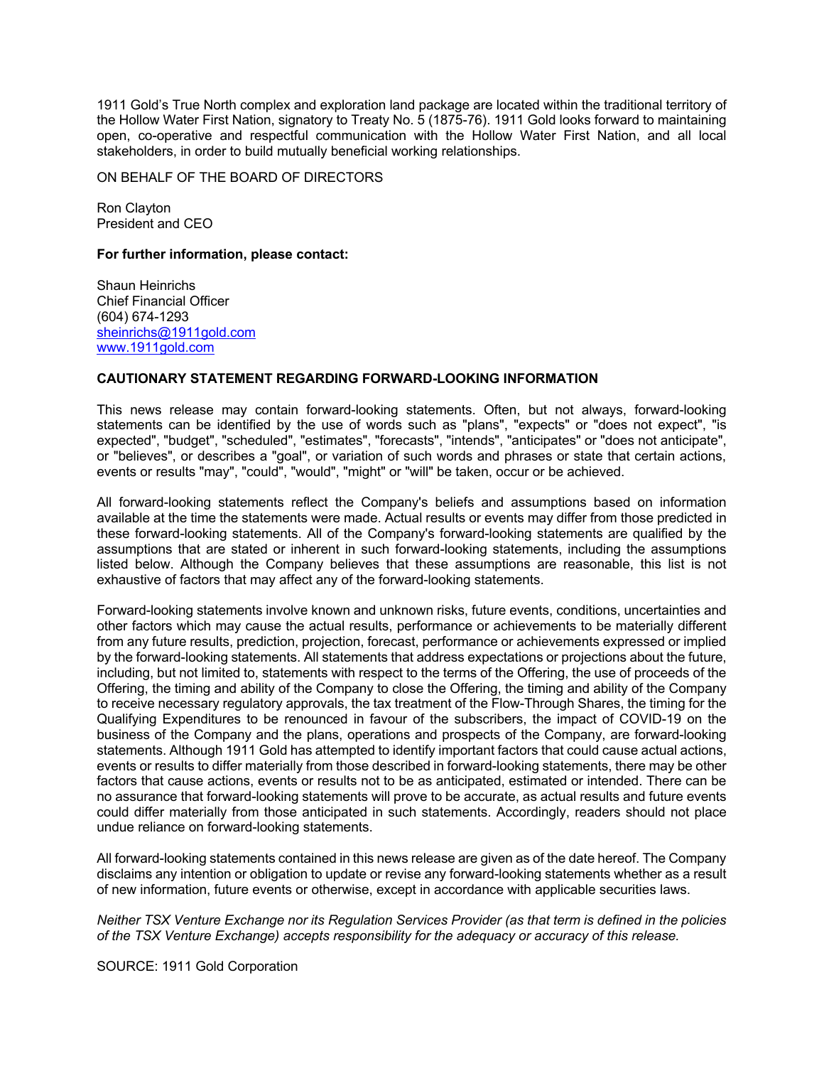1911 Gold's True North complex and exploration land package are located within the traditional territory of the Hollow Water First Nation, signatory to Treaty No. 5 (1875-76). 1911 Gold looks forward to maintaining open, co-operative and respectful communication with the Hollow Water First Nation, and all local stakeholders, in order to build mutually beneficial working relationships.

ON BEHALF OF THE BOARD OF DIRECTORS

Ron Clayton
President and CEO

**For further information, please contact:**

Shaun Heinrichs
Chief Financial Officer
(604) 674-1293
sheinrichs@1911gold.com
www.1911gold.com

**CAUTIONARY STATEMENT REGARDING FORWARD-LOOKING INFORMATION**

This news release may contain forward-looking statements. Often, but not always, forward-looking statements can be identified by the use of words such as "plans", "expects" or "does not expect", "is expected", "budget", "scheduled", "estimates", "forecasts", "intends", "anticipates" or "does not anticipate", or "believes", or describes a "goal", or variation of such words and phrases or state that certain actions, events or results "may", "could", "would", "might" or "will" be taken, occur or be achieved.

All forward-looking statements reflect the Company's beliefs and assumptions based on information available at the time the statements were made. Actual results or events may differ from those predicted in these forward-looking statements. All of the Company's forward-looking statements are qualified by the assumptions that are stated or inherent in such forward-looking statements, including the assumptions listed below. Although the Company believes that these assumptions are reasonable, this list is not exhaustive of factors that may affect any of the forward-looking statements.

Forward-looking statements involve known and unknown risks, future events, conditions, uncertainties and other factors which may cause the actual results, performance or achievements to be materially different from any future results, prediction, projection, forecast, performance or achievements expressed or implied by the forward-looking statements. All statements that address expectations or projections about the future, including, but not limited to, statements with respect to the terms of the Offering, the use of proceeds of the Offering, the timing and ability of the Company to close the Offering, the timing and ability of the Company to receive necessary regulatory approvals, the tax treatment of the Flow-Through Shares, the timing for the Qualifying Expenditures to be renounced in favour of the subscribers, the impact of COVID-19 on the business of the Company and the plans, operations and prospects of the Company, are forward-looking statements. Although 1911 Gold has attempted to identify important factors that could cause actual actions, events or results to differ materially from those described in forward-looking statements, there may be other factors that cause actions, events or results not to be as anticipated, estimated or intended. There can be no assurance that forward-looking statements will prove to be accurate, as actual results and future events could differ materially from those anticipated in such statements. Accordingly, readers should not place undue reliance on forward-looking statements.

All forward-looking statements contained in this news release are given as of the date hereof. The Company disclaims any intention or obligation to update or revise any forward-looking statements whether as a result of new information, future events or otherwise, except in accordance with applicable securities laws.

*Neither TSX Venture Exchange nor its Regulation Services Provider (as that term is defined in the policies of the TSX Venture Exchange) accepts responsibility for the adequacy or accuracy of this release.*

SOURCE: 1911 Gold Corporation